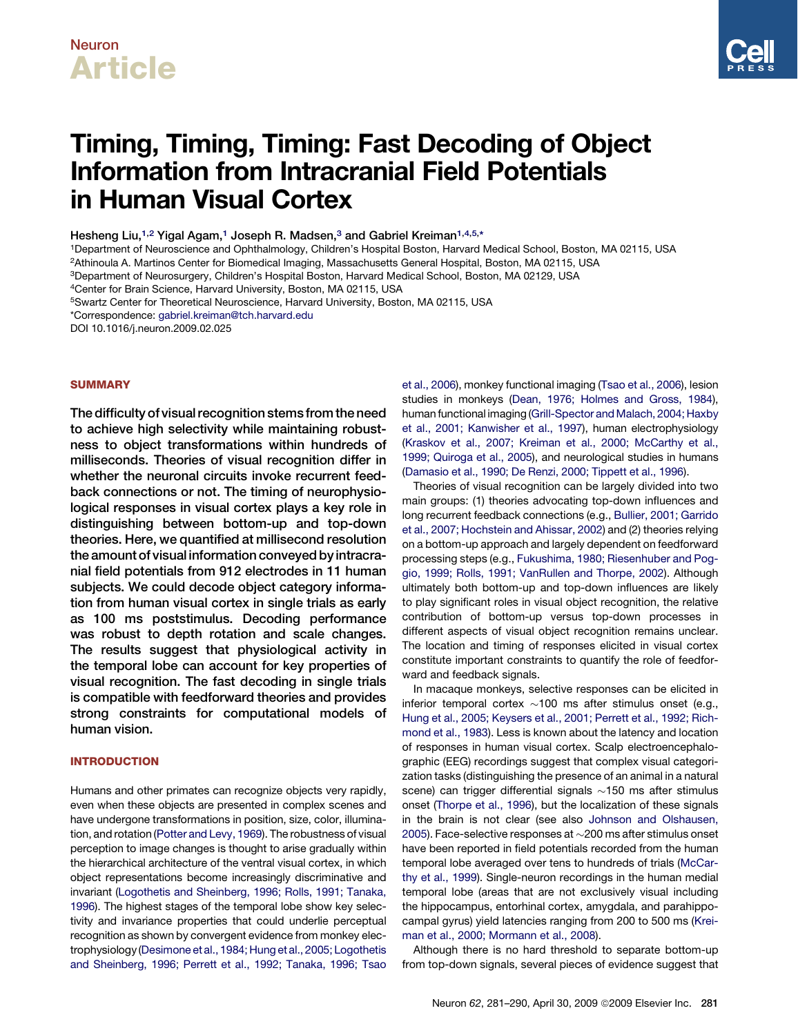Neuron

# Article

# Timing, Timing, Timing: Fast Decoding of Object Information from Intracranial Field Potentials in Human Visual Cortex

Hesheng Liu,[1,2] Yigal Agam,[1] Joseph R. Madsen,[3] and Gabriel Kreiman[1,4,5,*]

[1]Department of Neuroscience and Ophthalmology, Children's Hospital Boston, Harvard Medical School, Boston, MA 02115, USA
[2]Athinoula A. Martinos Center for Biomedical Imaging, Massachusetts General Hospital, Boston, MA 02115, USA
[3]Department of Neurosurgery, Children's Hospital Boston, Harvard Medical School, Boston, MA 02129, USA
[4]Center for Brain Science, Harvard University, Boston, MA 02115, USA
[5]Swartz Center for Theoretical Neuroscience, Harvard University, Boston, MA 02115, USA
*Correspondence: gabriel.kreiman@tch.harvard.edu
DOI 10.1016/j.neuron.2009.02.025

## SUMMARY

**The difficulty of visual recognition stems from the need to achieve high selectivity while maintaining robustness to object transformations within hundreds of milliseconds. Theories of visual recognition differ in whether the neuronal circuits invoke recurrent feedback connections or not. The timing of neurophysiological responses in visual cortex plays a key role in distinguishing between bottom-up and top-down theories. Here, we quantified at millisecond resolution the amount of visual information conveyed by intracranial field potentials from 912 electrodes in 11 human subjects. We could decode object category information from human visual cortex in single trials as early as 100 ms poststimulus. Decoding performance was robust to depth rotation and scale changes. The results suggest that physiological activity in the temporal lobe can account for key properties of visual recognition. The fast decoding in single trials is compatible with feedforward theories and provides strong constraints for computational models of human vision.**

## INTRODUCTION

Humans and other primates can recognize objects very rapidly, even when these objects are presented in complex scenes and have undergone transformations in position, size, color, illumination, and rotation (Potter and Levy, 1969). The robustness of visual perception to image changes is thought to arise gradually within the hierarchical architecture of the ventral visual cortex, in which object representations become increasingly discriminative and invariant (Logothetis and Sheinberg, 1996; Rolls, 1991; Tanaka, 1996). The highest stages of the temporal lobe show key selectivity and invariance properties that could underlie perceptual recognition as shown by convergent evidence from monkey electrophysiology (Desimone et al., 1984; Hung et al., 2005; Logothetis and Sheinberg, 1996; Perrett et al., 1992; Tanaka, 1996; Tsao et al., 2006), monkey functional imaging (Tsao et al., 2006), lesion studies in monkeys (Dean, 1976; Holmes and Gross, 1984), human functional imaging (Grill-Spector and Malach, 2004; Haxby et al., 2001; Kanwisher et al., 1997), human electrophysiology (Kraskov et al., 2007; Kreiman et al., 2000; McCarthy et al., 1999; Quiroga et al., 2005), and neurological studies in humans (Damasio et al., 1990; De Renzi, 2000; Tippett et al., 1996).

Theories of visual recognition can be largely divided into two main groups: (1) theories advocating top-down influences and long recurrent feedback connections (e.g., Bullier, 2001; Garrido et al., 2007; Hochstein and Ahissar, 2002) and (2) theories relying on a bottom-up approach and largely dependent on feedforward processing steps (e.g., Fukushima, 1980; Riesenhuber and Poggio, 1999; Rolls, 1991; VanRullen and Thorpe, 2002). Although ultimately both bottom-up and top-down influences are likely to play significant roles in visual object recognition, the relative contribution of bottom-up versus top-down processes in different aspects of visual object recognition remains unclear. The location and timing of responses elicited in visual cortex constitute important constraints to quantify the role of feedforward and feedback signals.

In macaque monkeys, selective responses can be elicited in inferior temporal cortex ~100 ms after stimulus onset (e.g., Hung et al., 2005; Keysers et al., 2001; Perrett et al., 1992; Richmond et al., 1983). Less is known about the latency and location of responses in human visual cortex. Scalp electroencephalographic (EEG) recordings suggest that complex visual categorization tasks (distinguishing the presence of an animal in a natural scene) can trigger differential signals ~150 ms after stimulus onset (Thorpe et al., 1996), but the localization of these signals in the brain is not clear (see also Johnson and Olshausen, 2005). Face-selective responses at ~200 ms after stimulus onset have been reported in field potentials recorded from the human temporal lobe averaged over tens to hundreds of trials (McCarthy et al., 1999). Single-neuron recordings in the human medial temporal lobe (areas that are not exclusively visual including the hippocampus, entorhinal cortex, amygdala, and parahippocampal gyrus) yield latencies ranging from 200 to 500 ms (Kreiman et al., 2000; Mormann et al., 2008).

Although there is no hard threshold to separate bottom-up from top-down signals, several pieces of evidence suggest that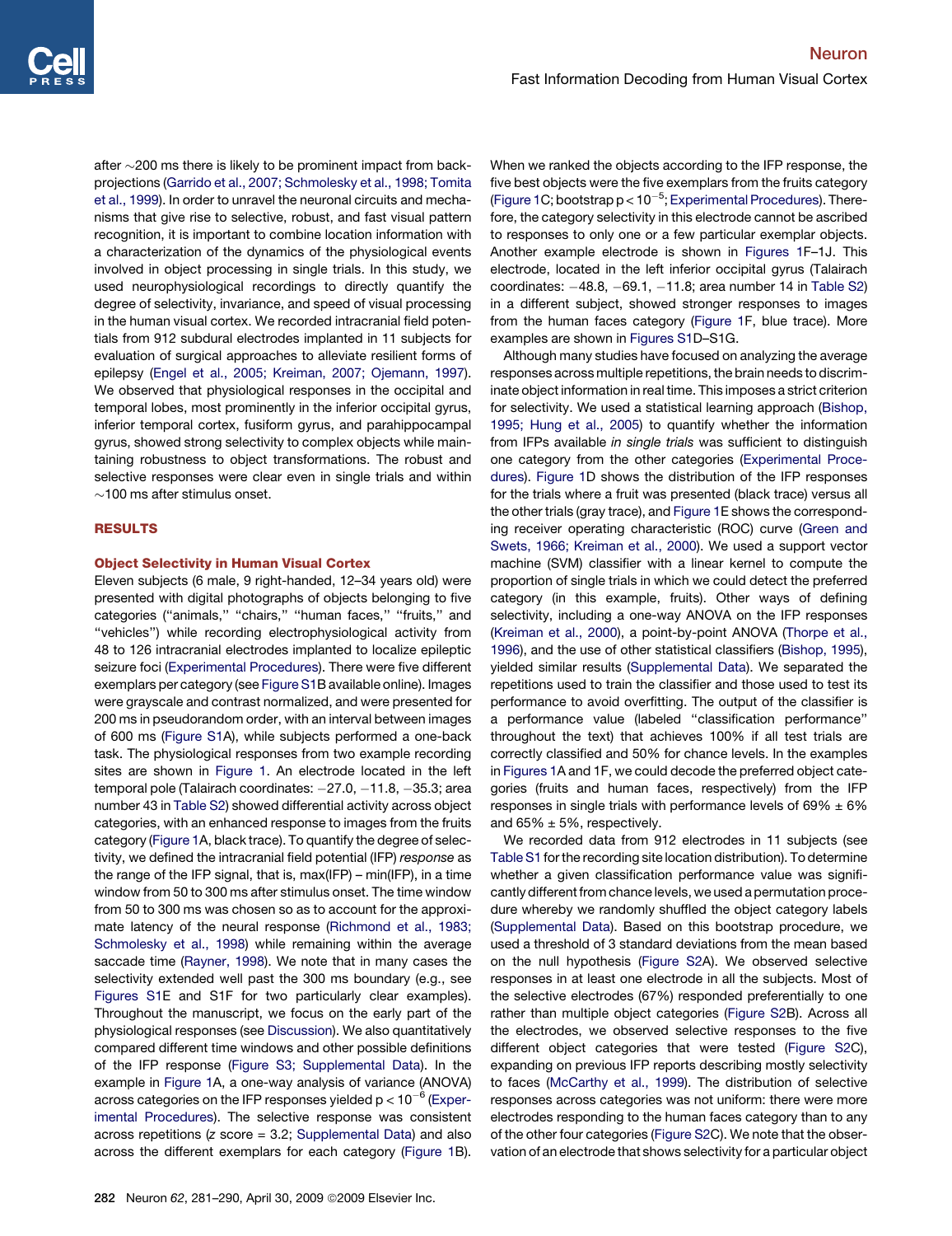after ~200 ms there is likely to be prominent impact from back-projections (Garrido et al., 2007; Schmolesky et al., 1998; Tomita et al., 1999). In order to unravel the neuronal circuits and mechanisms that give rise to selective, robust, and fast visual pattern recognition, it is important to combine location information with a characterization of the dynamics of the physiological events involved in object processing in single trials. In this study, we used neurophysiological recordings to directly quantify the degree of selectivity, invariance, and speed of visual processing in the human visual cortex. We recorded intracranial field potentials from 912 subdural electrodes implanted in 11 subjects for evaluation of surgical approaches to alleviate resilient forms of epilepsy (Engel et al., 2005; Kreiman, 2007; Ojemann, 1997). We observed that physiological responses in the occipital and temporal lobes, most prominently in the inferior occipital gyrus, inferior temporal cortex, fusiform gyrus, and parahippocampal gyrus, showed strong selectivity to complex objects while maintaining robustness to object transformations. The robust and selective responses were clear even in single trials and within ~100 ms after stimulus onset.

## RESULTS

### Object Selectivity in Human Visual Cortex

Eleven subjects (6 male, 9 right-handed, 12–34 years old) were presented with digital photographs of objects belonging to five categories (''animals,'' ''chairs,'' ''human faces,'' ''fruits,'' and ''vehicles'') while recording electrophysiological activity from 48 to 126 intracranial electrodes implanted to localize epileptic seizure foci (Experimental Procedures). There were five different exemplars per category (see Figure S1B available online). Images were grayscale and contrast normalized, and were presented for 200 ms in pseudorandom order, with an interval between images of 600 ms (Figure S1A), while subjects performed a one-back task. The physiological responses from two example recording sites are shown in Figure 1. An electrode located in the left temporal pole (Talairach coordinates: −27.0, −11.8, −35.3; area number 43 in Table S2) showed differential activity across object categories, with an enhanced response to images from the fruits category (Figure 1A, black trace). To quantify the degree of selectivity, we defined the intracranial field potential (IFP) *response* as the range of the IFP signal, that is, max(IFP) – min(IFP), in a time window from 50 to 300 ms after stimulus onset. The time window from 50 to 300 ms was chosen so as to account for the approximate latency of the neural response (Richmond et al., 1983; Schmolesky et al., 1998) while remaining within the average saccade time (Rayner, 1998). We note that in many cases the selectivity extended well past the 300 ms boundary (e.g., see Figures S1E and S1F for two particularly clear examples). Throughout the manuscript, we focus on the early part of the physiological responses (see Discussion). We also quantitatively compared different time windows and other possible definitions of the IFP response (Figure S3; Supplemental Data). In the example in Figure 1A, a one-way analysis of variance (ANOVA) across categories on the IFP responses yielded $p < 10^{-6}$ (Experimental Procedures). The selective response was consistent across repetitions ($z$ score = 3.2; Supplemental Data) and also across the different exemplars for each category (Figure 1B). When we ranked the objects according to the IFP response, the five best objects were the five exemplars from the fruits category (Figure 1C; bootstrap $p < 10^{-5}$; Experimental Procedures). Therefore, the category selectivity in this electrode cannot be ascribed to responses to only one or a few particular exemplar objects. Another example electrode is shown in Figures 1F–1J. This electrode, located in the left inferior occipital gyrus (Talairach coordinates: −48.8, −69.1, −11.8; area number 14 in Table S2) in a different subject, showed stronger responses to images from the human faces category (Figure 1F, blue trace). More examples are shown in Figures S1D–S1G.

Although many studies have focused on analyzing the average responses across multiple repetitions, the brain needs to discriminate object information in real time. This imposes a strict criterion for selectivity. We used a statistical learning approach (Bishop, 1995; Hung et al., 2005) to quantify whether the information from IFPs available *in single trials* was sufficient to distinguish one category from the other categories (Experimental Procedures). Figure 1D shows the distribution of the IFP responses for the trials where a fruit was presented (black trace) versus all the other trials (gray trace), and Figure 1E shows the corresponding receiver operating characteristic (ROC) curve (Green and Swets, 1966; Kreiman et al., 2000). We used a support vector machine (SVM) classifier with a linear kernel to compute the proportion of single trials in which we could detect the preferred category (in this example, fruits). Other ways of defining selectivity, including a one-way ANOVA on the IFP responses (Kreiman et al., 2000), a point-by-point ANOVA (Thorpe et al., 1996), and the use of other statistical classifiers (Bishop, 1995), yielded similar results (Supplemental Data). We separated the repetitions used to train the classifier and those used to test its performance to avoid overfitting. The output of the classifier is a performance value (labeled ''classification performance'' throughout the text) that achieves 100% if all test trials are correctly classified and 50% for chance levels. In the examples in Figures 1A and 1F, we could decode the preferred object categories (fruits and human faces, respectively) from the IFP responses in single trials with performance levels of 69% ± 6% and 65% ± 5%, respectively.

We recorded data from 912 electrodes in 11 subjects (see Table S1 for the recording site location distribution). To determine whether a given classification performance value was significantly different from chance levels, we used a permutation procedure whereby we randomly shuffled the object category labels (Supplemental Data). Based on this bootstrap procedure, we used a threshold of 3 standard deviations from the mean based on the null hypothesis (Figure S2A). We observed selective responses in at least one electrode in all the subjects. Most of the selective electrodes (67%) responded preferentially to one rather than multiple object categories (Figure S2B). Across all the electrodes, we observed selective responses to the five different object categories that were tested (Figure S2C), expanding on previous IFP reports describing mostly selectivity to faces (McCarthy et al., 1999). The distribution of selective responses across categories was not uniform: there were more electrodes responding to the human faces category than to any of the other four categories (Figure S2C). We note that the observation of an electrode that shows selectivity for a particular object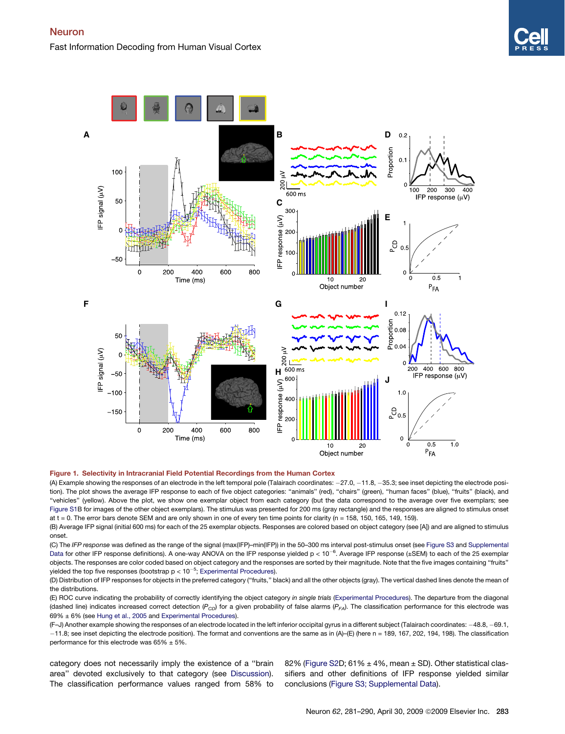**Figure 1. Selectivity in Intracranial Field Potential Recordings from the Human Cortex**

(A) Example showing the responses of an electrode in the left temporal pole (Talairach coordinates: −27.0, −11.8, −35.3; see inset depicting the electrode position). The plot shows the average IFP response to each of five object categories: "animals" (red), "chairs" (green), "human faces" (blue), "fruits" (black), and "vehicles" (yellow). Above the plot, we show one exemplar object from each category (but the data correspond to the average over five exemplars; see Figure S1B for images of the other object exemplars). The stimulus was presented for 200 ms (gray rectangle) and the responses are aligned to stimulus onset at t = 0. The error bars denote SEM and are only shown in one of every ten time points for clarity (n = 158, 150, 165, 149, 159).

(B) Average IFP signal (initial 600 ms) for each of the 25 exemplar objects. Responses are colored based on object category (see [A]) and are aligned to stimulus onset.

(C) The *IFP response* was defined as the range of the signal (max(IFP)–min(IFP)) in the 50–300 ms interval post-stimulus onset (see Figure S3 and Supplemental Data for other IFP response definitions). A one-way ANOVA on the IFP response yielded $p < 10^{-6}$. Average IFP response (±SEM) to each of the 25 exemplar objects. The responses are color coded based on object category and the responses are sorted by their magnitude. Note that the five images containing "fruits" yielded the top five responses (bootstrap $p < 10^{-5}$; Experimental Procedures).

(D) Distribution of IFP responses for objects in the preferred category ("fruits," black) and all the other objects (gray). The vertical dashed lines denote the mean of the distributions.

(E) ROC curve indicating the probability of correctly identifying the object category *in single trials* (Experimental Procedures). The departure from the diagonal (dashed line) indicates increased correct detection ($P_{CD}$) for a given probability of false alarms ($P_{FA}$). The classification performance for this electrode was 69% ± 6% (see Hung et al., 2005 and Experimental Procedures).

(F–J) Another example showing the responses of an electrode located in the left inferior occipital gyrus in a different subject (Talairach coordinates: −48.8, −69.1, −11.8; see inset depicting the electrode position). The format and conventions are the same as in (A)–(E) (here n = 189, 167, 202, 194, 198). The classification performance for this electrode was 65% ± 5%.

category does not necessarily imply the existence of a "brain area" devoted exclusively to that category (see Discussion). The classification performance values ranged from 58% to 82% (Figure S2D; 61% ± 4%, mean ± SD). Other statistical classifiers and other definitions of IFP response yielded similar conclusions (Figure S3; Supplemental Data).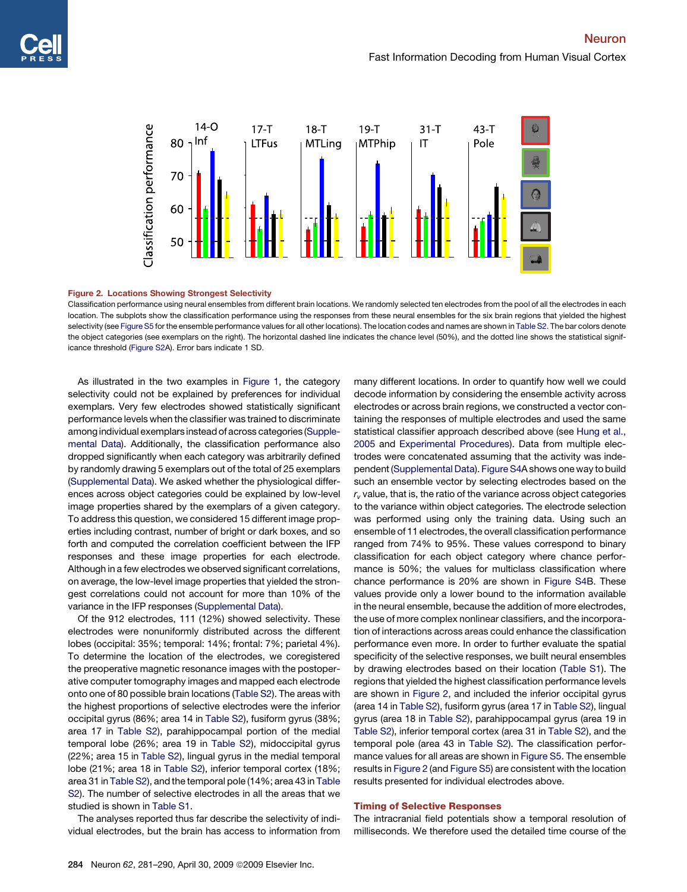**Figure 2. Locations Showing Strongest Selectivity**

Classification performance using neural ensembles from different brain locations. We randomly selected ten electrodes from the pool of all the electrodes in each location. The subplots show the classification performance using the responses from these neural ensembles for the six brain regions that yielded the highest selectivity (see Figure S5 for the ensemble performance values for all other locations). The location codes and names are shown in Table S2. The bar colors denote the object categories (see exemplars on the right). The horizontal dashed line indicates the chance level (50%), and the dotted line shows the statistical significance threshold (Figure S2A). Error bars indicate 1 SD.

As illustrated in the two examples in Figure 1, the category selectivity could not be explained by preferences for individual exemplars. Very few electrodes showed statistically significant performance levels when the classifier was trained to discriminate among individual exemplars instead of across categories (Supplemental Data). Additionally, the classification performance also dropped significantly when each category was arbitrarily defined by randomly drawing 5 exemplars out of the total of 25 exemplars (Supplemental Data). We asked whether the physiological differences across object categories could be explained by low-level image properties shared by the exemplars of a given category. To address this question, we considered 15 different image properties including contrast, number of bright or dark boxes, and so forth and computed the correlation coefficient between the IFP responses and these image properties for each electrode. Although in a few electrodes we observed significant correlations, on average, the low-level image properties that yielded the strongest correlations could not account for more than 10% of the variance in the IFP responses (Supplemental Data).

Of the 912 electrodes, 111 (12%) showed selectivity. These electrodes were nonuniformly distributed across the different lobes (occipital: 35%; temporal: 14%; frontal: 7%; parietal 4%). To determine the location of the electrodes, we coregistered the preoperative magnetic resonance images with the postoperative computer tomography images and mapped each electrode onto one of 80 possible brain locations (Table S2). The areas with the highest proportions of selective electrodes were the inferior occipital gyrus (86%; area 14 in Table S2), fusiform gyrus (38%; area 17 in Table S2), parahippocampal portion of the medial temporal lobe (26%; area 19 in Table S2), midoccipital gyrus (22%; area 15 in Table S2), lingual gyrus in the medial temporal lobe (21%; area 18 in Table S2), inferior temporal cortex (18%; area 31 in Table S2), and the temporal pole (14%; area 43 in Table S2). The number of selective electrodes in all the areas that we studied is shown in Table S1.

The analyses reported thus far describe the selectivity of individual electrodes, but the brain has access to information from many different locations. In order to quantify how well we could decode information by considering the ensemble activity across electrodes or across brain regions, we constructed a vector containing the responses of multiple electrodes and used the same statistical classifier approach described above (see Hung et al., 2005 and Experimental Procedures). Data from multiple electrodes were concatenated assuming that the activity was independent (Supplemental Data). Figure S4A shows one way to build such an ensemble vector by selecting electrodes based on the $r_v$ value, that is, the ratio of the variance across object categories to the variance within object categories. The electrode selection was performed using only the training data. Using such an ensemble of 11 electrodes, the overall classification performance ranged from 74% to 95%. These values correspond to binary classification for each object category where chance performance is 50%; the values for multiclass classification where chance performance is 20% are shown in Figure S4B. These values provide only a lower bound to the information available in the neural ensemble, because the addition of more electrodes, the use of more complex nonlinear classifiers, and the incorporation of interactions across areas could enhance the classification performance even more. In order to further evaluate the spatial specificity of the selective responses, we built neural ensembles by drawing electrodes based on their location (Table S1). The regions that yielded the highest classification performance levels are shown in Figure 2, and included the inferior occipital gyrus (area 14 in Table S2), fusiform gyrus (area 17 in Table S2), lingual gyrus (area 18 in Table S2), parahippocampal gyrus (area 19 in Table S2), inferior temporal cortex (area 31 in Table S2), and the temporal pole (area 43 in Table S2). The classification performance values for all areas are shown in Figure S5. The ensemble results in Figure 2 (and Figure S5) are consistent with the location results presented for individual electrodes above.

## Timing of Selective Responses

The intracranial field potentials show a temporal resolution of milliseconds. We therefore used the detailed time course of the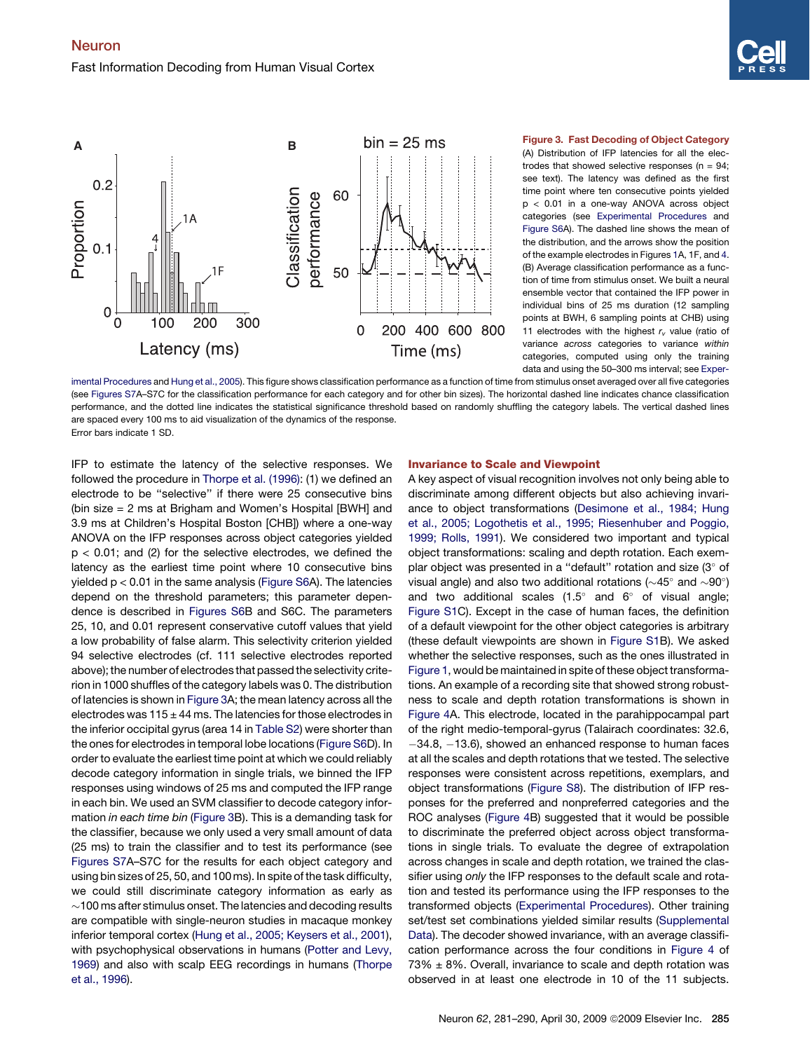**Figure 3. Fast Decoding of Object Category**

(A) Distribution of IFP latencies for all the electrodes that showed selective responses (n = 94; see text). The latency was defined as the first time point where ten consecutive points yielded $p < 0.01$ in a one-way ANOVA across object categories (see Experimental Procedures and Figure S6A). The dashed line shows the mean of the distribution, and the arrows show the position of the example electrodes in Figures 1A, 1F, and 4.

(B) Average classification performance as a function of time from stimulus onset. We built a neural ensemble vector that contained the IFP power in individual bins of 25 ms duration (12 sampling points at BWH, 6 sampling points at CHB) using 11 electrodes with the highest $r_v$ value (ratio of variance *across* categories to variance *within* categories, computed using only the training data and using the 50–300 ms interval; see Experimental Procedures and Hung et al., 2005). This figure shows classification performance as a function of time from stimulus onset averaged over all five categories (see Figures S7A–S7C for the classification performance for each category and for other bin sizes). The horizontal dashed line indicates chance classification performance, and the dotted line indicates the statistical significance threshold based on randomly shuffling the category labels. The vertical dashed lines are spaced every 100 ms to aid visualization of the dynamics of the response.

Error bars indicate 1 SD.

IFP to estimate the latency of the selective responses. We followed the procedure in Thorpe et al. (1996): (1) we defined an electrode to be "selective" if there were 25 consecutive bins (bin size = 2 ms at Brigham and Women's Hospital [BWH] and 3.9 ms at Children's Hospital Boston [CHB]) where a one-way ANOVA on the IFP responses across object categories yielded $p < 0.01$; and (2) for the selective electrodes, we defined the latency as the earliest time point where 10 consecutive bins yielded $p < 0.01$ in the same analysis (Figure S6A). The latencies depend on the threshold parameters; this parameter dependence is described in Figures S6B and S6C. The parameters 25, 10, and 0.01 represent conservative cutoff values that yield a low probability of false alarm. This selectivity criterion yielded 94 selective electrodes (cf. 111 selective electrodes reported above); the number of electrodes that passed the selectivity criterion in 1000 shuffles of the category labels was 0. The distribution of latencies is shown in Figure 3A; the mean latency across all the electrodes was 115 ± 44 ms. The latencies for those electrodes in the inferior occipital gyrus (area 14 in Table S2) were shorter than the ones for electrodes in temporal lobe locations (Figure S6D). In order to evaluate the earliest time point at which we could reliably decode category information in single trials, we binned the IFP responses using windows of 25 ms and computed the IFP range in each bin. We used an SVM classifier to decode category information *in each time bin* (Figure 3B). This is a demanding task for the classifier, because we only used a very small amount of data (25 ms) to train the classifier and to test its performance (see Figures S7A–S7C for the results for each object category and using bin sizes of 25, 50, and 100 ms). In spite of the task difficulty, we could still discriminate category information as early as ~100 ms after stimulus onset. The latencies and decoding results are compatible with single-neuron studies in macaque monkey inferior temporal cortex (Hung et al., 2005; Keysers et al., 2001), with psychophysical observations in humans (Potter and Levy, 1969) and also with scalp EEG recordings in humans (Thorpe et al., 1996).

### Invariance to Scale and Viewpoint

A key aspect of visual recognition involves not only being able to discriminate among different objects but also achieving invariance to object transformations (Desimone et al., 1984; Hung et al., 2005; Logothetis et al., 1995; Riesenhuber and Poggio, 1999; Rolls, 1991). We considered two important and typical object transformations: scaling and depth rotation. Each exemplar object was presented in a "default" rotation and size (3° of visual angle) and also two additional rotations (~45° and ~90°) and two additional scales (1.5° and 6° of visual angle; Figure S1C). Except in the case of human faces, the definition of a default viewpoint for the other object categories is arbitrary (these default viewpoints are shown in Figure S1B). We asked whether the selective responses, such as the ones illustrated in Figure 1, would be maintained in spite of these object transformations. An example of a recording site that showed strong robustness to scale and depth rotation transformations is shown in Figure 4A. This electrode, located in the parahippocampal part of the right medio-temporal-gyrus (Talairach coordinates: 32.6, −34.8, −13.6), showed an enhanced response to human faces at all the scales and depth rotations that we tested. The selective responses were consistent across repetitions, exemplars, and object transformations (Figure S8). The distribution of IFP responses for the preferred and nonpreferred categories and the ROC analyses (Figure 4B) suggested that it would be possible to discriminate the preferred object across object transformations in single trials. To evaluate the degree of extrapolation across changes in scale and depth rotation, we trained the classifier using *only* the IFP responses to the default scale and rotation and tested its performance using the IFP responses to the transformed objects (Experimental Procedures). Other training set/test set combinations yielded similar results (Supplemental Data). The decoder showed invariance, with an average classification performance across the four conditions in Figure 4 of 73% ± 8%. Overall, invariance to scale and depth rotation was observed in at least one electrode in 10 of the 11 subjects.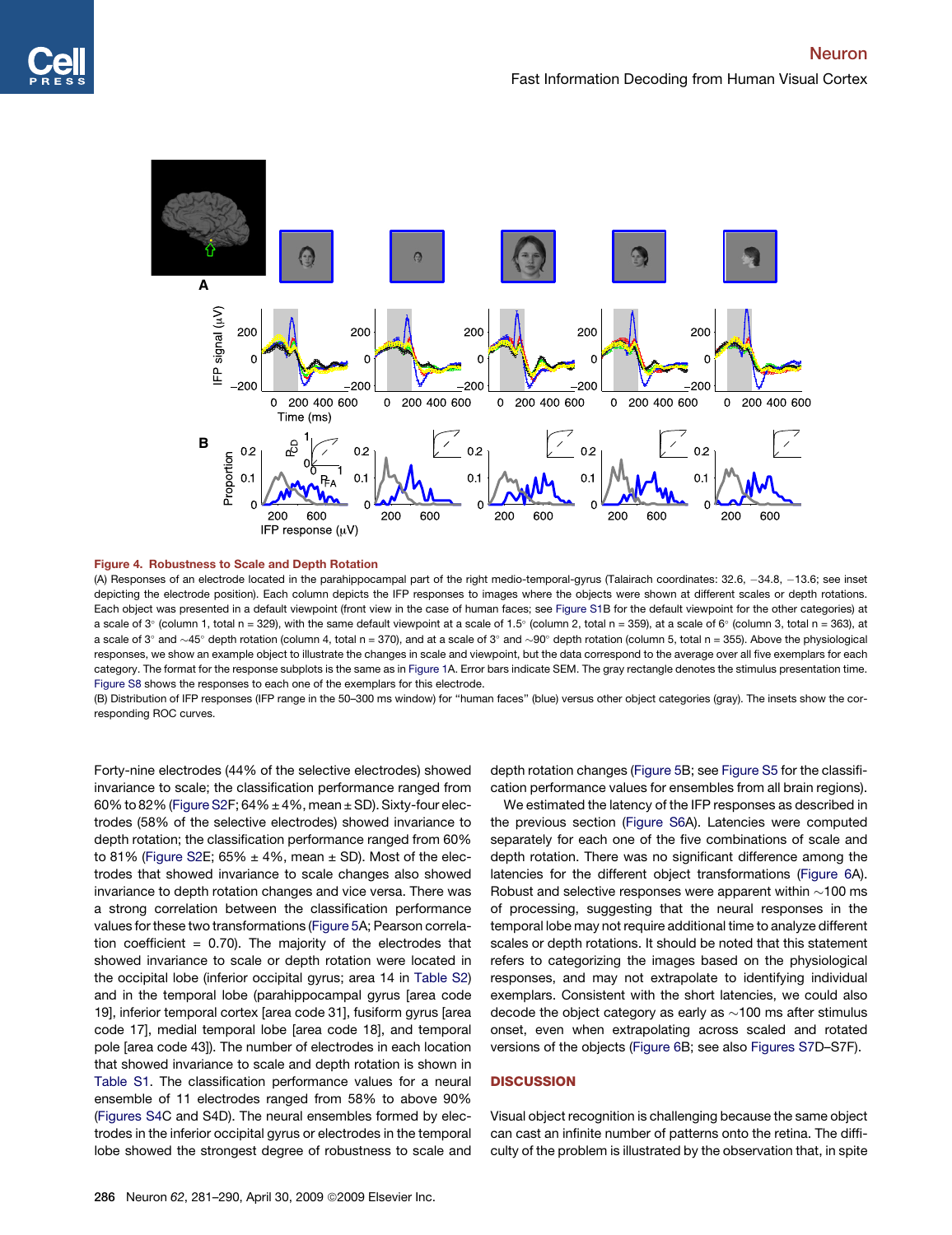**Figure 4. Robustness to Scale and Depth Rotation**

(A) Responses of an electrode located in the parahippocampal part of the right medio-temporal-gyrus (Talairach coordinates: 32.6, −34.8, −13.6; see inset depicting the electrode position). Each column depicts the IFP responses to images where the objects were shown at different scales or depth rotations. Each object was presented in a default viewpoint (front view in the case of human faces; see Figure S1B for the default viewpoint for the other categories) at a scale of 3° (column 1, total n = 329), with the same default viewpoint at a scale of 1.5° (column 2, total n = 359), at a scale of 6° (column 3, total n = 363), at a scale of 3° and ∼45° depth rotation (column 4, total n = 370), and at a scale of 3° and ∼90° depth rotation (column 5, total n = 355). Above the physiological responses, we show an example object to illustrate the changes in scale and viewpoint, but the data correspond to the average over all five exemplars for each category. The format for the response subplots is the same as in Figure 1A. Error bars indicate SEM. The gray rectangle denotes the stimulus presentation time. Figure S8 shows the responses to each one of the exemplars for this electrode.

(B) Distribution of IFP responses (IFP range in the 50–300 ms window) for "human faces" (blue) versus other object categories (gray). The insets show the corresponding ROC curves.

Forty-nine electrodes (44% of the selective electrodes) showed invariance to scale; the classification performance ranged from 60% to 82% (Figure S2F; 64% ± 4%, mean ± SD). Sixty-four electrodes (58% of the selective electrodes) showed invariance to depth rotation; the classification performance ranged from 60% to 81% (Figure S2E; 65% ± 4%, mean ± SD). Most of the electrodes that showed invariance to scale changes also showed invariance to depth rotation changes and vice versa. There was a strong correlation between the classification performance values for these two transformations (Figure 5A; Pearson correlation coefficient = 0.70). The majority of the electrodes that showed invariance to scale or depth rotation were located in the occipital lobe (inferior occipital gyrus; area 14 in Table S2) and in the temporal lobe (parahippocampal gyrus [area code 19], inferior temporal cortex [area code 31], fusiform gyrus [area code 17], medial temporal lobe [area code 18], and temporal pole [area code 43]). The number of electrodes in each location that showed invariance to scale and depth rotation is shown in Table S1. The classification performance values for a neural ensemble of 11 electrodes ranged from 58% to above 90% (Figures S4C and S4D). The neural ensembles formed by electrodes in the inferior occipital gyrus or electrodes in the temporal lobe showed the strongest degree of robustness to scale and depth rotation changes (Figure 5B; see Figure S5 for the classification performance values for ensembles from all brain regions).

We estimated the latency of the IFP responses as described in the previous section (Figure S6A). Latencies were computed separately for each one of the five combinations of scale and depth rotation. There was no significant difference among the latencies for the different object transformations (Figure 6A). Robust and selective responses were apparent within ∼100 ms of processing, suggesting that the neural responses in the temporal lobe may not require additional time to analyze different scales or depth rotations. It should be noted that this statement refers to categorizing the images based on the physiological responses, and may not extrapolate to identifying individual exemplars. Consistent with the short latencies, we could also decode the object category as early as ∼100 ms after stimulus onset, even when extrapolating across scaled and rotated versions of the objects (Figure 6B; see also Figures S7D–S7F).

## DISCUSSION

Visual object recognition is challenging because the same object can cast an infinite number of patterns onto the retina. The difficulty of the problem is illustrated by the observation that, in spite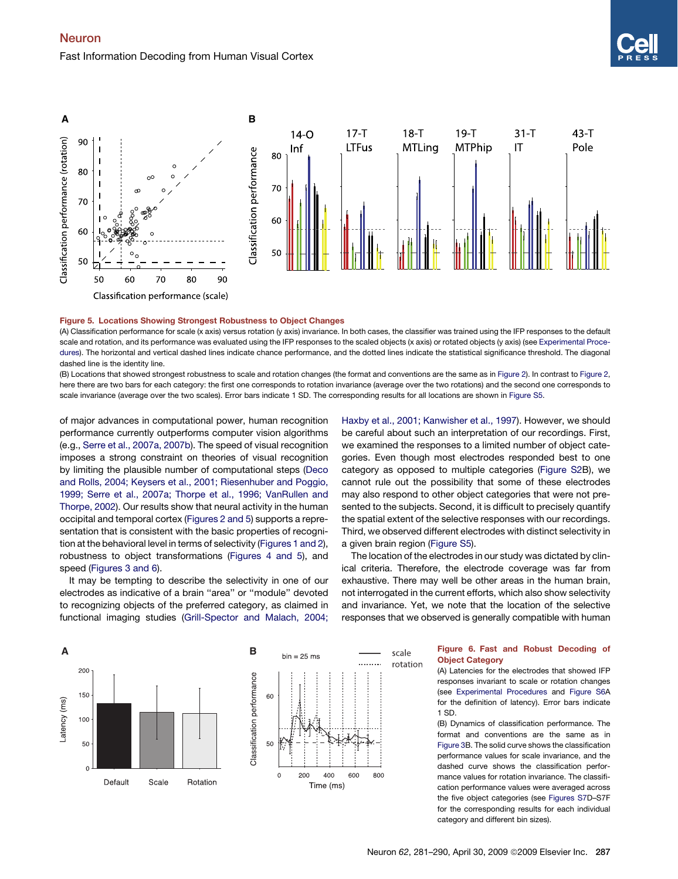**Figure 5. Locations Showing Strongest Robustness to Object Changes**

(A) Classification performance for scale (x axis) versus rotation (y axis) invariance. In both cases, the classifier was trained using the IFP responses to the default scale and rotation, and its performance was evaluated using the IFP responses to the scaled objects (x axis) or rotated objects (y axis) (see Experimental Procedures). The horizontal and vertical dashed lines indicate chance performance, and the dotted lines indicate the statistical significance threshold. The diagonal dashed line is the identity line.

(B) Locations that showed strongest robustness to scale and rotation changes (the format and conventions are the same as in Figure 2). In contrast to Figure 2, here there are two bars for each category: the first one corresponds to rotation invariance (average over the two rotations) and the second one corresponds to scale invariance (average over the two scales). Error bars indicate 1 SD. The corresponding results for all locations are shown in Figure S5.

of major advances in computational power, human recognition performance currently outperforms computer vision algorithms (e.g., Serre et al., 2007a, 2007b). The speed of visual recognition imposes a strong constraint on theories of visual recognition by limiting the plausible number of computational steps (Deco and Rolls, 2004; Keysers et al., 2001; Riesenhuber and Poggio, 1999; Serre et al., 2007a; Thorpe et al., 1996; VanRullen and Thorpe, 2002). Our results show that neural activity in the human occipital and temporal cortex (Figures 2 and 5) supports a representation that is consistent with the basic properties of recognition at the behavioral level in terms of selectivity (Figures 1 and 2), robustness to object transformations (Figures 4 and 5), and speed (Figures 3 and 6).

It may be tempting to describe the selectivity in one of our electrodes as indicative of a brain "area" or "module" devoted to recognizing objects of the preferred category, as claimed in functional imaging studies (Grill-Spector and Malach, 2004; Haxby et al., 2001; Kanwisher et al., 1997). However, we should be careful about such an interpretation of our recordings. First, we examined the responses to a limited number of object categories. Even though most electrodes responded best to one category as opposed to multiple categories (Figure S2B), we cannot rule out the possibility that some of these electrodes may also respond to other object categories that were not presented to the subjects. Second, it is difficult to precisely quantify the spatial extent of the selective responses with our recordings. Third, we observed different electrodes with distinct selectivity in a given brain region (Figure S5).

The location of the electrodes in our study was dictated by clinical criteria. Therefore, the electrode coverage was far from exhaustive. There may well be other areas in the human brain, not interrogated in the current efforts, which also show selectivity and invariance. Yet, we note that the location of the selective responses that we observed is generally compatible with human

**Figure 6. Fast and Robust Decoding of Object Category**

(A) Latencies for the electrodes that showed IFP responses invariant to scale or rotation changes (see Experimental Procedures and Figure S6A for the definition of latency). Error bars indicate 1 SD.

(B) Dynamics of classification performance. The format and conventions are the same as in Figure 3B. The solid curve shows the classification performance values for scale invariance, and the dashed curve shows the classification performance values for rotation invariance. The classification performance values were averaged across the five object categories (see Figures S7D–S7F for the corresponding results for each individual category and different bin sizes).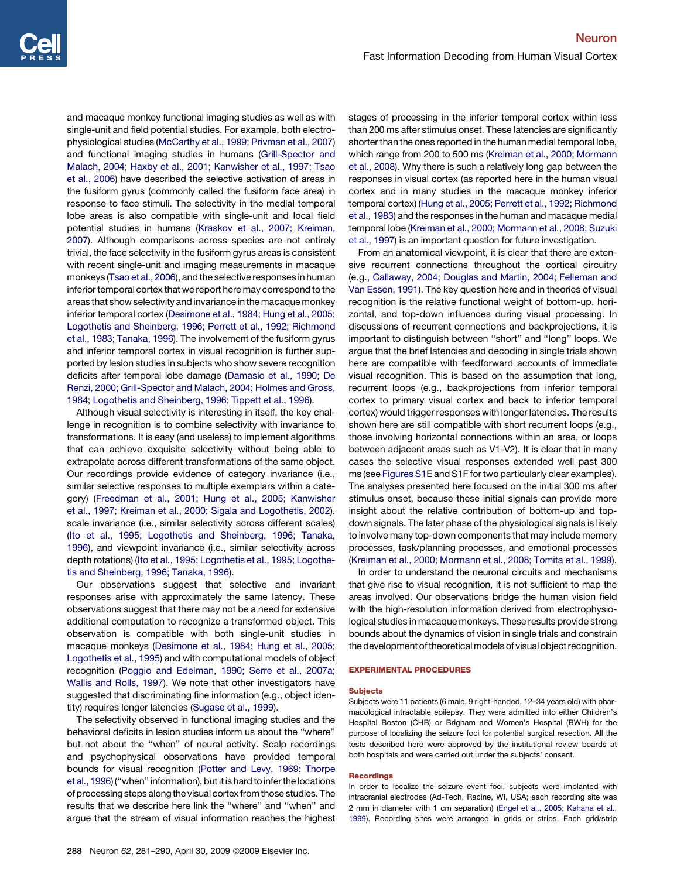and macaque monkey functional imaging studies as well as with single-unit and field potential studies. For example, both electrophysiological studies (McCarthy et al., 1999; Privman et al., 2007) and functional imaging studies in humans (Grill-Spector and Malach, 2004; Haxby et al., 2001; Kanwisher et al., 1997; Tsao et al., 2006) have described the selective activation of areas in the fusiform gyrus (commonly called the fusiform face area) in response to face stimuli. The selectivity in the medial temporal lobe areas is also compatible with single-unit and local field potential studies in humans (Kraskov et al., 2007; Kreiman, 2007). Although comparisons across species are not entirely trivial, the face selectivity in the fusiform gyrus areas is consistent with recent single-unit and imaging measurements in macaque monkeys (Tsao et al., 2006), and the selective responses in human inferior temporal cortex that we report here may correspond to the areas that show selectivity and invariance in the macaque monkey inferior temporal cortex (Desimone et al., 1984; Hung et al., 2005; Logothetis and Sheinberg, 1996; Perrett et al., 1992; Richmond et al., 1983; Tanaka, 1996). The involvement of the fusiform gyrus and inferior temporal cortex in visual recognition is further supported by lesion studies in subjects who show severe recognition deficits after temporal lobe damage (Damasio et al., 1990; De Renzi, 2000; Grill-Spector and Malach, 2004; Holmes and Gross, 1984; Logothetis and Sheinberg, 1996; Tippett et al., 1996).

Although visual selectivity is interesting in itself, the key challenge in recognition is to combine selectivity with invariance to transformations. It is easy (and useless) to implement algorithms that can achieve exquisite selectivity without being able to extrapolate across different transformations of the same object. Our recordings provide evidence of category invariance (i.e., similar selective responses to multiple exemplars within a category) (Freedman et al., 2001; Hung et al., 2005; Kanwisher et al., 1997; Kreiman et al., 2000; Sigala and Logothetis, 2002), scale invariance (i.e., similar selectivity across different scales) (Ito et al., 1995; Logothetis and Sheinberg, 1996; Tanaka, 1996), and viewpoint invariance (i.e., similar selectivity across depth rotations) (Ito et al., 1995; Logothetis et al., 1995; Logothetis and Sheinberg, 1996; Tanaka, 1996).

Our observations suggest that selective and invariant responses arise with approximately the same latency. These observations suggest that there may not be a need for extensive additional computation to recognize a transformed object. This observation is compatible with both single-unit studies in macaque monkeys (Desimone et al., 1984; Hung et al., 2005; Logothetis et al., 1995) and with computational models of object recognition (Poggio and Edelman, 1990; Serre et al., 2007a; Wallis and Rolls, 1997). We note that other investigators have suggested that discriminating fine information (e.g., object identity) requires longer latencies (Sugase et al., 1999).

The selectivity observed in functional imaging studies and the behavioral deficits in lesion studies inform us about the "where" but not about the "when" of neural activity. Scalp recordings and psychophysical observations have provided temporal bounds for visual recognition (Potter and Levy, 1969; Thorpe et al., 1996) ("when" information), but it is hard to infer the locations of processing steps along the visual cortex from those studies. The results that we describe here link the "where" and "when" and argue that the stream of visual information reaches the highest stages of processing in the inferior temporal cortex within less than 200 ms after stimulus onset. These latencies are significantly shorter than the ones reported in the human medial temporal lobe, which range from 200 to 500 ms (Kreiman et al., 2000; Mormann et al., 2008). Why there is such a relatively long gap between the responses in visual cortex (as reported here in the human visual cortex and in many studies in the macaque monkey inferior temporal cortex) (Hung et al., 2005; Perrett et al., 1992; Richmond et al., 1983) and the responses in the human and macaque medial temporal lobe (Kreiman et al., 2000; Mormann et al., 2008; Suzuki et al., 1997) is an important question for future investigation.

From an anatomical viewpoint, it is clear that there are extensive recurrent connections throughout the cortical circuitry (e.g., Callaway, 2004; Douglas and Martin, 2004; Felleman and Van Essen, 1991). The key question here and in theories of visual recognition is the relative functional weight of bottom-up, horizontal, and top-down influences during visual processing. In discussions of recurrent connections and backprojections, it is important to distinguish between "short" and "long" loops. We argue that the brief latencies and decoding in single trials shown here are compatible with feedforward accounts of immediate visual recognition. This is based on the assumption that long, recurrent loops (e.g., backprojections from inferior temporal cortex to primary visual cortex and back to inferior temporal cortex) would trigger responses with longer latencies. The results shown here are still compatible with short recurrent loops (e.g., those involving horizontal connections within an area, or loops between adjacent areas such as V1-V2). It is clear that in many cases the selective visual responses extended well past 300 ms (see Figures S1E and S1F for two particularly clear examples). The analyses presented here focused on the initial 300 ms after stimulus onset, because these initial signals can provide more insight about the relative contribution of bottom-up and top-down signals. The later phase of the physiological signals is likely to involve many top-down components that may include memory processes, task/planning processes, and emotional processes (Kreiman et al., 2000; Mormann et al., 2008; Tomita et al., 1999).

In order to understand the neuronal circuits and mechanisms that give rise to visual recognition, it is not sufficient to map the areas involved. Our observations bridge the human vision field with the high-resolution information derived from electrophysiological studies in macaque monkeys. These results provide strong bounds about the dynamics of vision in single trials and constrain the development of theoretical models of visual object recognition.

## EXPERIMENTAL PROCEDURES

### Subjects

Subjects were 11 patients (6 male, 9 right-handed, 12–34 years old) with pharmacological intractable epilepsy. They were admitted into either Children's Hospital Boston (CHB) or Brigham and Women's Hospital (BWH) for the purpose of localizing the seizure foci for potential surgical resection. All the tests described here were approved by the institutional review boards at both hospitals and were carried out under the subjects' consent.

### Recordings

In order to localize the seizure event foci, subjects were implanted with intracranial electrodes (Ad-Tech, Racine, WI, USA; each recording site was 2 mm in diameter with 1 cm separation) (Engel et al., 2005; Kahana et al., 1999). Recording sites were arranged in grids or strips. Each grid/strip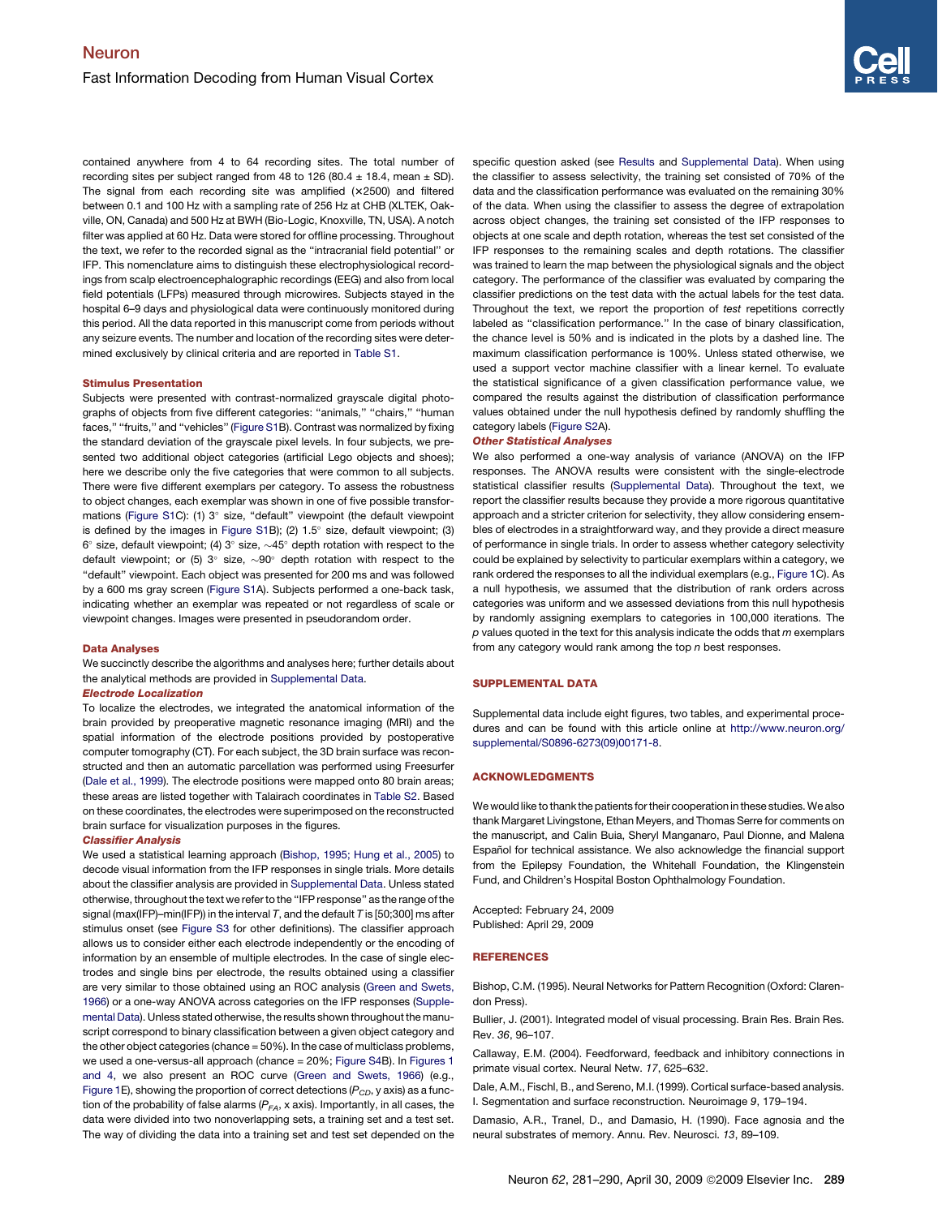contained anywhere from 4 to 64 recording sites. The total number of recording sites per subject ranged from 48 to 126 (80.4 ± 18.4, mean ± SD). The signal from each recording site was amplified (×2500) and filtered between 0.1 and 100 Hz with a sampling rate of 256 Hz at CHB (XLTEK, Oakville, ON, Canada) and 500 Hz at BWH (Bio-Logic, Knoxville, TN, USA). A notch filter was applied at 60 Hz. Data were stored for offline processing. Throughout the text, we refer to the recorded signal as the "intracranial field potential" or IFP. This nomenclature aims to distinguish these electrophysiological recordings from scalp electroencephalographic recordings (EEG) and also from local field potentials (LFPs) measured through microwires. Subjects stayed in the hospital 6–9 days and physiological data were continuously monitored during this period. All the data reported in this manuscript come from periods without any seizure events. The number and location of the recording sites were determined exclusively by clinical criteria and are reported in Table S1.

### Stimulus Presentation

Subjects were presented with contrast-normalized grayscale digital photographs of objects from five different categories: "animals," "chairs," "human faces," "fruits," and "vehicles" (Figure S1B). Contrast was normalized by fixing the standard deviation of the grayscale pixel levels. In four subjects, we presented two additional object categories (artificial Lego objects and shoes); here we describe only the five categories that were common to all subjects. There were five different exemplars per category. To assess the robustness to object changes, each exemplar was shown in one of five possible transformations (Figure S1C): (1) 3° size, "default" viewpoint (the default viewpoint is defined by the images in Figure S1B); (2) 1.5° size, default viewpoint; (3) 6° size, default viewpoint; (4) 3° size, ∼45° depth rotation with respect to the default viewpoint; or (5) 3° size, ∼90° depth rotation with respect to the "default" viewpoint. Each object was presented for 200 ms and was followed by a 600 ms gray screen (Figure S1A). Subjects performed a one-back task, indicating whether an exemplar was repeated or not regardless of scale or viewpoint changes. Images were presented in pseudorandom order.

### Data Analyses

We succinctly describe the algorithms and analyses here; further details about the analytical methods are provided in Supplemental Data.

#### *Electrode Localization*

To localize the electrodes, we integrated the anatomical information of the brain provided by preoperative magnetic resonance imaging (MRI) and the spatial information of the electrode positions provided by postoperative computer tomography (CT). For each subject, the 3D brain surface was reconstructed and then an automatic parcellation was performed using Freesurfer (Dale et al., 1999). The electrode positions were mapped onto 80 brain areas; these areas are listed together with Talairach coordinates in Table S2. Based on these coordinates, the electrodes were superimposed on the reconstructed brain surface for visualization purposes in the figures.

#### *Classifier Analysis*

We used a statistical learning approach (Bishop, 1995; Hung et al., 2005) to decode visual information from the IFP responses in single trials. More details about the classifier analysis are provided in Supplemental Data. Unless stated otherwise, throughout the text we refer to the "IFP response" as the range of the signal (max(IFP)–min(IFP)) in the interval $T$, and the default $T$ is [50;300] ms after stimulus onset (see Figure S3 for other definitions). The classifier approach allows us to consider either each electrode independently or the encoding of information by an ensemble of multiple electrodes. In the case of single electrodes and single bins per electrode, the results obtained using a classifier are very similar to those obtained using an ROC analysis (Green and Swets, 1966) or a one-way ANOVA across categories on the IFP responses (Supplemental Data). Unless stated otherwise, the results shown throughout the manuscript correspond to binary classification between a given object category and the other object categories (chance = 50%). In the case of multiclass problems, we used a one-versus-all approach (chance = 20%; Figure S4B). In Figures 1 and 4, we also present an ROC curve (Green and Swets, 1966) (e.g., Figure 1E), showing the proportion of correct detections ($P_{CD}$, y axis) as a function of the probability of false alarms ($P_{FA}$, x axis). Importantly, in all cases, the data were divided into two nonoverlapping sets, a training set and a test set. The way of dividing the data into a training set and test set depended on the specific question asked (see Results and Supplemental Data). When using the classifier to assess selectivity, the training set consisted of 70% of the data and the classification performance was evaluated on the remaining 30% of the data. When using the classifier to assess the degree of extrapolation across object changes, the training set consisted of the IFP responses to objects at one scale and depth rotation, whereas the test set consisted of the IFP responses to the remaining scales and depth rotations. The classifier was trained to learn the map between the physiological signals and the object category. The performance of the classifier was evaluated by comparing the classifier predictions on the test data with the actual labels for the test data. Throughout the text, we report the proportion of *test* repetitions correctly labeled as "classification performance." In the case of binary classification, the chance level is 50% and is indicated in the plots by a dashed line. The maximum classification performance is 100%. Unless stated otherwise, we used a support vector machine classifier with a linear kernel. To evaluate the statistical significance of a given classification performance value, we compared the results against the distribution of classification performance values obtained under the null hypothesis defined by randomly shuffling the category labels (Figure S2A).

#### *Other Statistical Analyses*

We also performed a one-way analysis of variance (ANOVA) on the IFP responses. The ANOVA results were consistent with the single-electrode statistical classifier results (Supplemental Data). Throughout the text, we report the classifier results because they provide a more rigorous quantitative approach and a stricter criterion for selectivity, they allow considering ensembles of electrodes in a straightforward way, and they provide a direct measure of performance in single trials. In order to assess whether category selectivity could be explained by selectivity to particular exemplars within a category, we rank ordered the responses to all the individual exemplars (e.g., Figure 1C). As a null hypothesis, we assumed that the distribution of rank orders across categories was uniform and we assessed deviations from this null hypothesis by randomly assigning exemplars to categories in 100,000 iterations. The $p$ values quoted in the text for this analysis indicate the odds that $m$ exemplars from any category would rank among the top $n$ best responses.

## SUPPLEMENTAL DATA

Supplemental data include eight figures, two tables, and experimental procedures and can be found with this article online at http://www.neuron.org/supplemental/S0896-6273(09)00171-8.

## ACKNOWLEDGMENTS

We would like to thank the patients for their cooperation in these studies. We also thank Margaret Livingstone, Ethan Meyers, and Thomas Serre for comments on the manuscript, and Calin Buia, Sheryl Manganaro, Paul Dionne, and Malena Español for technical assistance. We also acknowledge the financial support from the Epilepsy Foundation, the Whitehall Foundation, the Klingenstein Fund, and Children's Hospital Boston Ophthalmology Foundation.

Accepted: February 24, 2009
Published: April 29, 2009

## REFERENCES

Bishop, C.M. (1995). Neural Networks for Pattern Recognition (Oxford: Clarendon Press).

Bullier, J. (2001). Integrated model of visual processing. Brain Res. Brain Res. Rev. *36*, 96–107.

Callaway, E.M. (2004). Feedforward, feedback and inhibitory connections in primate visual cortex. Neural Netw. *17*, 625–632.

Dale, A.M., Fischl, B., and Sereno, M.I. (1999). Cortical surface-based analysis. I. Segmentation and surface reconstruction. Neuroimage *9*, 179–194.

Damasio, A.R., Tranel, D., and Damasio, H. (1990). Face agnosia and the neural substrates of memory. Annu. Rev. Neurosci. *13*, 89–109.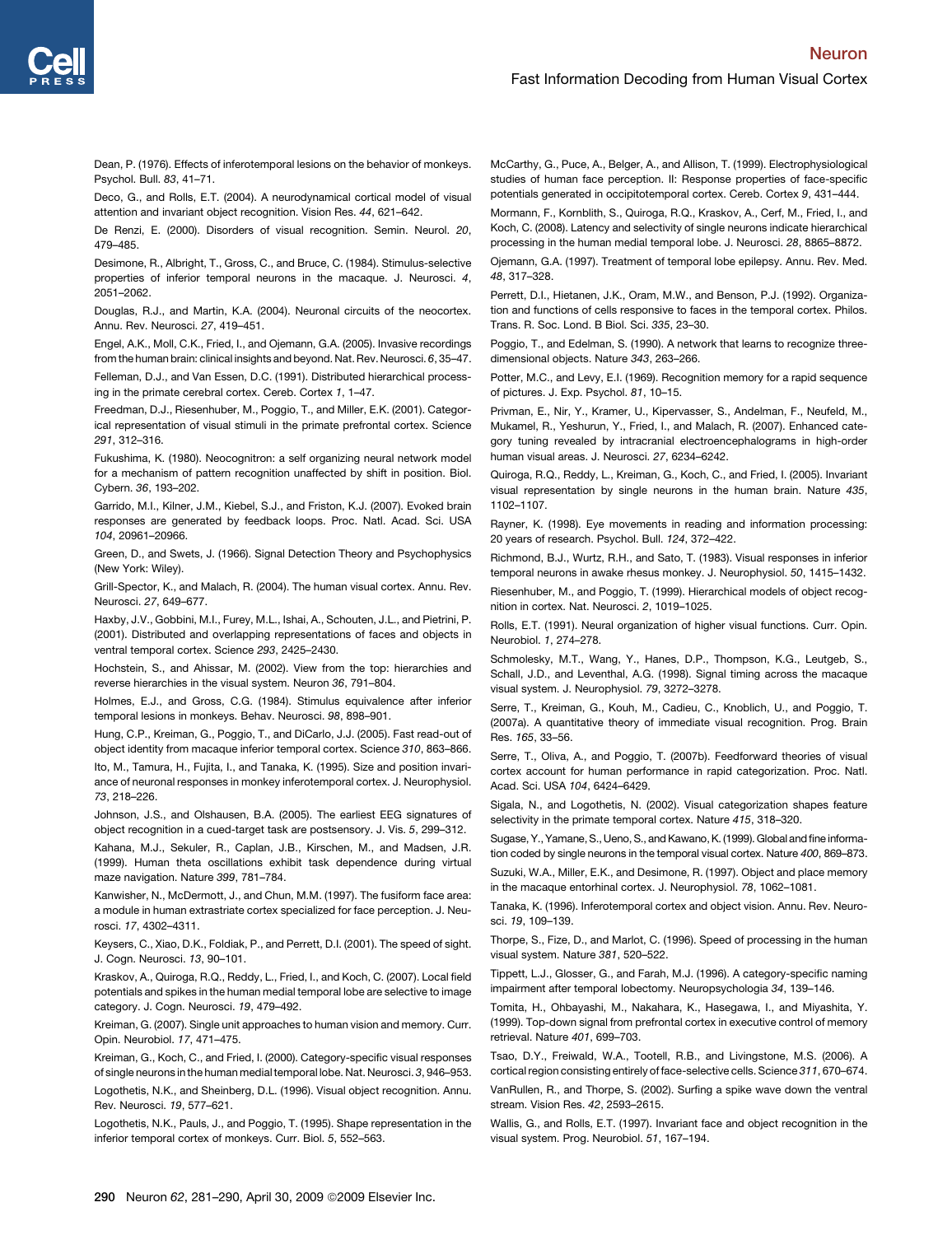Dean, P. (1976). Effects of inferotemporal lesions on the behavior of monkeys. Psychol. Bull. *83*, 41–71.

Deco, G., and Rolls, E.T. (2004). A neurodynamical cortical model of visual attention and invariant object recognition. Vision Res. *44*, 621–642.

De Renzi, E. (2000). Disorders of visual recognition. Semin. Neurol. *20*, 479–485.

Desimone, R., Albright, T., Gross, C., and Bruce, C. (1984). Stimulus-selective properties of inferior temporal neurons in the macaque. J. Neurosci. *4*, 2051–2062.

Douglas, R.J., and Martin, K.A. (2004). Neuronal circuits of the neocortex. Annu. Rev. Neurosci. *27*, 419–451.

Engel, A.K., Moll, C.K., Fried, I., and Ojemann, G.A. (2005). Invasive recordings from the human brain: clinical insights and beyond. Nat. Rev. Neurosci. *6*, 35–47.

Felleman, D.J., and Van Essen, D.C. (1991). Distributed hierarchical processing in the primate cerebral cortex. Cereb. Cortex *1*, 1–47.

Freedman, D.J., Riesenhuber, M., Poggio, T., and Miller, E.K. (2001). Categorical representation of visual stimuli in the primate prefrontal cortex. Science *291*, 312–316.

Fukushima, K. (1980). Neocognitron: a self organizing neural network model for a mechanism of pattern recognition unaffected by shift in position. Biol. Cybern. *36*, 193–202.

Garrido, M.I., Kilner, J.M., Kiebel, S.J., and Friston, K.J. (2007). Evoked brain responses are generated by feedback loops. Proc. Natl. Acad. Sci. USA *104*, 20961–20966.

Green, D., and Swets, J. (1966). Signal Detection Theory and Psychophysics (New York: Wiley).

Grill-Spector, K., and Malach, R. (2004). The human visual cortex. Annu. Rev. Neurosci. *27*, 649–677.

Haxby, J.V., Gobbini, M.I., Furey, M.L., Ishai, A., Schouten, J.L., and Pietrini, P. (2001). Distributed and overlapping representations of faces and objects in ventral temporal cortex. Science *293*, 2425–2430.

Hochstein, S., and Ahissar, M. (2002). View from the top: hierarchies and reverse hierarchies in the visual system. Neuron *36*, 791–804.

Holmes, E.J., and Gross, C.G. (1984). Stimulus equivalence after inferior temporal lesions in monkeys. Behav. Neurosci. *98*, 898–901.

Hung, C.P., Kreiman, G., Poggio, T., and DiCarlo, J.J. (2005). Fast read-out of object identity from macaque inferior temporal cortex. Science *310*, 863–866.

Ito, M., Tamura, H., Fujita, I., and Tanaka, K. (1995). Size and position invariance of neuronal responses in monkey inferotemporal cortex. J. Neurophysiol. *73*, 218–226.

Johnson, J.S., and Olshausen, B.A. (2005). The earliest EEG signatures of object recognition in a cued-target task are postsensory. J. Vis. *5*, 299–312.

Kahana, M.J., Sekuler, R., Caplan, J.B., Kirschen, M., and Madsen, J.R. (1999). Human theta oscillations exhibit task dependence during virtual maze navigation. Nature *399*, 781–784.

Kanwisher, N., McDermott, J., and Chun, M.M. (1997). The fusiform face area: a module in human extrastriate cortex specialized for face perception. J. Neurosci. *17*, 4302–4311.

Keysers, C., Xiao, D.K., Foldiak, P., and Perrett, D.I. (2001). The speed of sight. J. Cogn. Neurosci. *13*, 90–101.

Kraskov, A., Quiroga, R.Q., Reddy, L., Fried, I., and Koch, C. (2007). Local field potentials and spikes in the human medial temporal lobe are selective to image category. J. Cogn. Neurosci. *19*, 479–492.

Kreiman, G. (2007). Single unit approaches to human vision and memory. Curr. Opin. Neurobiol. *17*, 471–475.

Kreiman, G., Koch, C., and Fried, I. (2000). Category-specific visual responses of single neurons in the human medial temporal lobe. Nat. Neurosci. *3*, 946–953.

Logothetis, N.K., and Sheinberg, D.L. (1996). Visual object recognition. Annu. Rev. Neurosci. *19*, 577–621.

Logothetis, N.K., Pauls, J., and Poggio, T. (1995). Shape representation in the inferior temporal cortex of monkeys. Curr. Biol. *5*, 552–563.

McCarthy, G., Puce, A., Belger, A., and Allison, T. (1999). Electrophysiological studies of human face perception. II: Response properties of face-specific potentials generated in occipitotemporal cortex. Cereb. Cortex *9*, 431–444.

Mormann, F., Kornblith, S., Quiroga, R.Q., Kraskov, A., Cerf, M., Fried, I., and Koch, C. (2008). Latency and selectivity of single neurons indicate hierarchical processing in the human medial temporal lobe. J. Neurosci. *28*, 8865–8872.

Ojemann, G.A. (1997). Treatment of temporal lobe epilepsy. Annu. Rev. Med. *48*, 317–328.

Perrett, D.I., Hietanen, J.K., Oram, M.W., and Benson, P.J. (1992). Organization and functions of cells responsive to faces in the temporal cortex. Philos. Trans. R. Soc. Lond. B Biol. Sci. *335*, 23–30.

Poggio, T., and Edelman, S. (1990). A network that learns to recognize three-dimensional objects. Nature *343*, 263–266.

Potter, M.C., and Levy, E.I. (1969). Recognition memory for a rapid sequence of pictures. J. Exp. Psychol. *81*, 10–15.

Privman, E., Nir, Y., Kramer, U., Kipervasser, S., Andelman, F., Neufeld, M., Mukamel, R., Yeshurun, Y., Fried, I., and Malach, R. (2007). Enhanced category tuning revealed by intracranial electroencephalograms in high-order human visual areas. J. Neurosci. *27*, 6234–6242.

Quiroga, R.Q., Reddy, L., Kreiman, G., Koch, C., and Fried, I. (2005). Invariant visual representation by single neurons in the human brain. Nature *435*, 1102–1107.

Rayner, K. (1998). Eye movements in reading and information processing: 20 years of research. Psychol. Bull. *124*, 372–422.

Richmond, B.J., Wurtz, R.H., and Sato, T. (1983). Visual responses in inferior temporal neurons in awake rhesus monkey. J. Neurophysiol. *50*, 1415–1432.

Riesenhuber, M., and Poggio, T. (1999). Hierarchical models of object recognition in cortex. Nat. Neurosci. *2*, 1019–1025.

Rolls, E.T. (1991). Neural organization of higher visual functions. Curr. Opin. Neurobiol. *1*, 274–278.

Schmolesky, M.T., Wang, Y., Hanes, D.P., Thompson, K.G., Leutgeb, S., Schall, J.D., and Leventhal, A.G. (1998). Signal timing across the macaque visual system. J. Neurophysiol. *79*, 3272–3278.

Serre, T., Kreiman, G., Kouh, M., Cadieu, C., Knoblich, U., and Poggio, T. (2007a). A quantitative theory of immediate visual recognition. Prog. Brain Res. *165*, 33–56.

Serre, T., Oliva, A., and Poggio, T. (2007b). Feedforward theories of visual cortex account for human performance in rapid categorization. Proc. Natl. Acad. Sci. USA *104*, 6424–6429.

Sigala, N., and Logothetis, N. (2002). Visual categorization shapes feature selectivity in the primate temporal cortex. Nature *415*, 318–320.

Sugase, Y., Yamane, S., Ueno, S., and Kawano, K. (1999). Global and fine information coded by single neurons in the temporal visual cortex. Nature *400*, 869–873.

Suzuki, W.A., Miller, E.K., and Desimone, R. (1997). Object and place memory in the macaque entorhinal cortex. J. Neurophysiol. *78*, 1062–1081.

Tanaka, K. (1996). Inferotemporal cortex and object vision. Annu. Rev. Neurosci. *19*, 109–139.

Thorpe, S., Fize, D., and Marlot, C. (1996). Speed of processing in the human visual system. Nature *381*, 520–522.

Tippett, L.J., Glosser, G., and Farah, M.J. (1996). A category-specific naming impairment after temporal lobectomy. Neuropsychologia *34*, 139–146.

Tomita, H., Ohbayashi, M., Nakahara, K., Hasegawa, I., and Miyashita, Y. (1999). Top-down signal from prefrontal cortex in executive control of memory retrieval. Nature *401*, 699–703.

Tsao, D.Y., Freiwald, W.A., Tootell, R.B., and Livingstone, M.S. (2006). A cortical region consisting entirely of face-selective cells. Science *311*, 670–674.

VanRullen, R., and Thorpe, S. (2002). Surfing a spike wave down the ventral stream. Vision Res. *42*, 2593–2615.

Wallis, G., and Rolls, E.T. (1997). Invariant face and object recognition in the visual system. Prog. Neurobiol. *51*, 167–194.